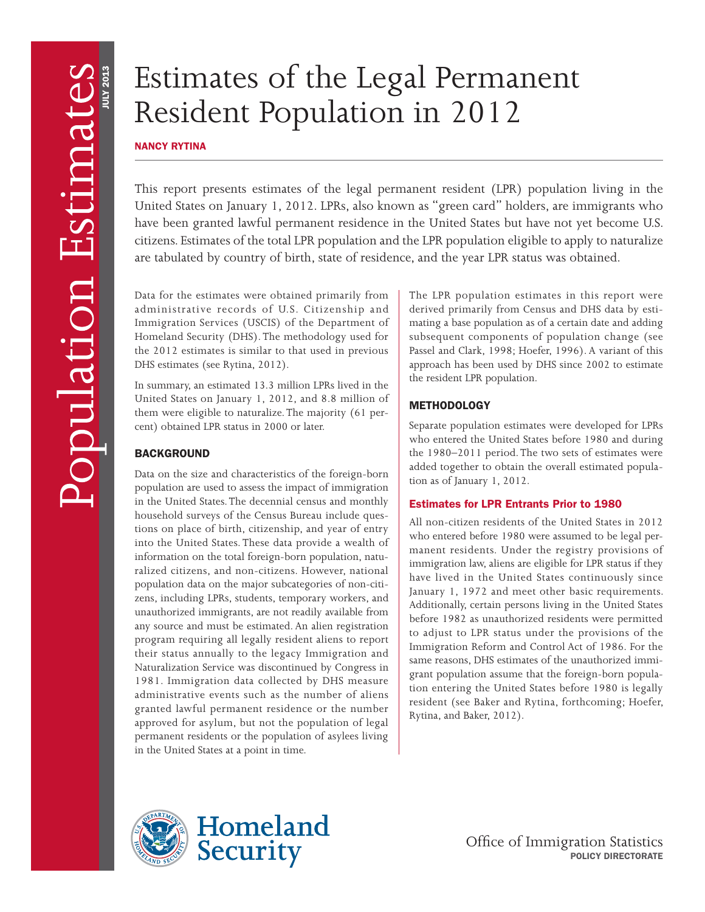# Estimates of the Legal Permanent Resident Population in 2012

**NANCY RYTINA**

This report presents estimates of the legal permanent resident (LPR) population living in the United States on January 1, 2012. LPRs, also known as "green card" holders, are immigrants who have been granted lawful permanent residence in the United States but have not yet become U.S. citizens. Estimates of the total LPR population and the LPR population eligible to apply to naturalize are tabulated by country of birth, state of residence, and the year LPR status was obtained.

Data for the estimates were obtained primarily from administrative records of U.S. Citizenship and Immigration Services (USCIS) of the Department of Homeland Security (DHS). The methodology used for the 2012 estimates is similar to that used in previous DHS estimates (see Rytina, 2012).

In summary, an estimated 13.3 million LPRs lived in the United States on January 1, 2012, and 8.8 million of them were eligible to naturalize. The majority (61 percent) obtained LPR status in 2000 or later.

## BACKGROUND

Data on the size and characteristics of the foreign-born population are used to assess the impact of immigration in the United States. The decennial census and monthly household surveys of the Census Bureau include questions on place of birth, citizenship, and year of entry into the United States. These data provide a wealth of information on the total foreign-born population, naturalized citizens, and non-citizens. However, national population data on the major subcategories of non-citizens, including LPRs, students, temporary workers, and unauthorized immigrants, are not readily available from any source and must be estimated. An alien registration program requiring all legally resident aliens to report their status annually to the legacy Immigration and Naturalization Service was discontinued by Congress in 1981. Immigration data collected by DHS measure administrative events such as the number of aliens granted lawful permanent residence or the number approved for asylum, but not the population of legal permanent residents or the population of asylees living in the United States at a point in time.

The LPR population estimates in this report were derived primarily from Census and DHS data by estimating a base population as of a certain date and adding subsequent components of population change (see Passel and Clark, 1998; Hoefer, 1996). A variant of this approach has been used by DHS since 2002 to estimate the resident LPR population.

## METHODOLOGY

Separate population estimates were developed for LPRs who entered the United States before 1980 and during the 1980–2011 period. The two sets of estimates were added together to obtain the overall estimated population as of January 1, 2012.

### Estimates for LPR Entrants Prior to 1980

All non-citizen residents of the United States in 2012 who entered before 1980 were assumed to be legal permanent residents. Under the registry provisions of immigration law, aliens are eligible for LPR status if they have lived in the United States continuously since January 1, 1972 and meet other basic requirements. Additionally, certain persons living in the United States before 1982 as unauthorized residents were permitted to adjust to LPR status under the provisions of the Immigration Reform and Control Act of 1986. For the same reasons, DHS estimates of the unauthorized immigrant population assume that the foreign-born population entering the United States before 1980 is legally resident (see Baker and Rytina, forthcoming; Hoefer, Rytina, and Baker, 2012).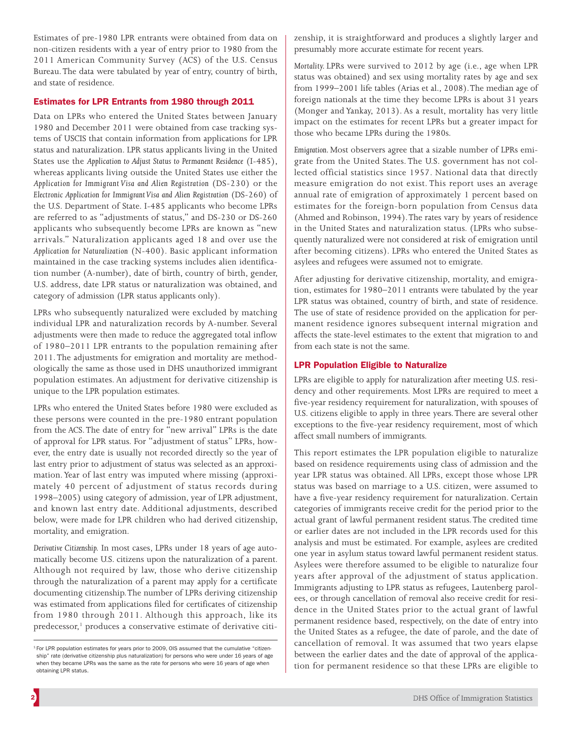Estimates of pre-1980 LPR entrants were obtained from data on non-citizen residents with a year of entry prior to 1980 from the 2011 American Community Survey (ACS) of the U.S. Census Bureau. The data were tabulated by year of entry, country of birth, and state of residence.

## Estimates for LPR Entrants from 1980 through 2011

Data on LPRs who entered the United States between January 1980 and December 2011 were obtained from case tracking systems of USCIS that contain information from applications for LPR status and naturalization. LPR status applicants living in the United States use the *Application to Adjust Status to Permanent Residence* (I-485), whereas applicants living outside the United States use either the *Application for Immigrant Visa and Alien Registration* (DS-230) or the *Electronic Application for Immigrant Visa and Alien Registration* (DS-260) of the U.S. Department of State. I-485 applicants who become LPRs are referred to as "adjustments of status," and DS-230 or DS-260 applicants who subsequently become LPRs are known as "new arrivals." Naturalization applicants aged 18 and over use the *Application for Naturalization* (N-400). Basic applicant information maintained in the case tracking systems includes alien identification number (A-number), date of birth, country of birth, gender, U.S. address, date LPR status or naturalization was obtained, and category of admission (LPR status applicants only).

LPRs who subsequently naturalized were excluded by matching individual LPR and naturalization records by A-number. Several adjustments were then made to reduce the aggregated total inflow of 1980–2011 LPR entrants to the population remaining after 2011. The adjustments for emigration and mortality are methodologically the same as those used in DHS unauthorized immigrant population estimates. An adjustment for derivative citizenship is unique to the LPR population estimates.

LPRs who entered the United States before 1980 were excluded as these persons were counted in the pre-1980 entrant population from the ACS. The date of entry for "new arrival" LPRs is the date of approval for LPR status. For "adjustment of status" LPRs, however, the entry date is usually not recorded directly so the year of last entry prior to adjustment of status was selected as an approximation. Year of last entry was imputed where missing (approximately 40 percent of adjustment of status records during 1998–2005) using category of admission, year of LPR adjustment, and known last entry date. Additional adjustments, described below, were made for LPR children who had derived citizenship, mortality, and emigration.

*Derivative Citizenship.* In most cases, LPRs under 18 years of age automatically become U.S. citizens upon the naturalization of a parent. Although not required by law, those who derive citizenship through the naturalization of a parent may apply for a certificate documenting citizenship. The number of LPRs deriving citizenship was estimated from applications filed for certificates of citizenship from 1980 through 2011. Although this approach, like its predecessor,[1] produces a conservative estimate of derivative citizenship, it is straightforward and produces a slightly larger and presumably more accurate estimate for recent years.

*Mortality.* LPRs were survived to 2012 by age (i.e., age when LPR status was obtained) and sex using mortality rates by age and sex from 1999–2001 life tables (Arias et al., 2008). The median age of foreign nationals at the time they become LPRs is about 31 years (Monger and Yankay, 2013). As a result, mortality has very little impact on the estimates for recent LPRs but a greater impact for those who became LPRs during the 1980s.

*Emigration.* Most observers agree that a sizable number of LPRs emigrate from the United States. The U.S. government has not collected official statistics since 1957. National data that directly measure emigration do not exist. This report uses an average annual rate of emigration of approximately 1 percent based on estimates for the foreign-born population from Census data (Ahmed and Robinson, 1994). The rates vary by years of residence in the United States and naturalization status. (LPRs who subsequently naturalized were not considered at risk of emigration until after becoming citizens). LPRs who entered the United States as asylees and refugees were assumed not to emigrate.

After adjusting for derivative citizenship, mortality, and emigration, estimates for 1980–2011 entrants were tabulated by the year LPR status was obtained, country of birth, and state of residence. The use of state of residence provided on the application for permanent residence ignores subsequent internal migration and affects the state-level estimates to the extent that migration to and from each state is not the same.

## LPR Population Eligible to Naturalize

LPRs are eligible to apply for naturalization after meeting U.S. residency and other requirements. Most LPRs are required to meet a five-year residency requirement for naturalization, with spouses of U.S. citizens eligible to apply in three years. There are several other exceptions to the five-year residency requirement, most of which affect small numbers of immigrants.

This report estimates the LPR population eligible to naturalize based on residence requirements using class of admission and the year LPR status was obtained. All LPRs, except those whose LPR status was based on marriage to a U.S. citizen, were assumed to have a five-year residency requirement for naturalization. Certain categories of immigrants receive credit for the period prior to the actual grant of lawful permanent resident status. The credited time or earlier dates are not included in the LPR records used for this analysis and must be estimated. For example, asylees are credited one year in asylum status toward lawful permanent resident status. Asylees were therefore assumed to be eligible to naturalize four years after approval of the adjustment of status application. Immigrants adjusting to LPR status as refugees, Lautenberg parolees, or through cancellation of removal also receive credit for residence in the United States prior to the actual grant of lawful permanent residence based, respectively, on the date of entry into the United States as a refugee, the date of parole, and the date of cancellation of removal. It was assumed that two years elapse between the earlier dates and the date of approval of the application for permanent residence so that these LPRs are eligible to

[1] For LPR population estimates for years prior to 2009, OIS assumed that the cumulative "citizenship" rate (derivative citizenship plus naturalization) for persons who were under 16 years of age when they became LPRs was the same as the rate for persons who were 16 years of age when obtaining LPR status.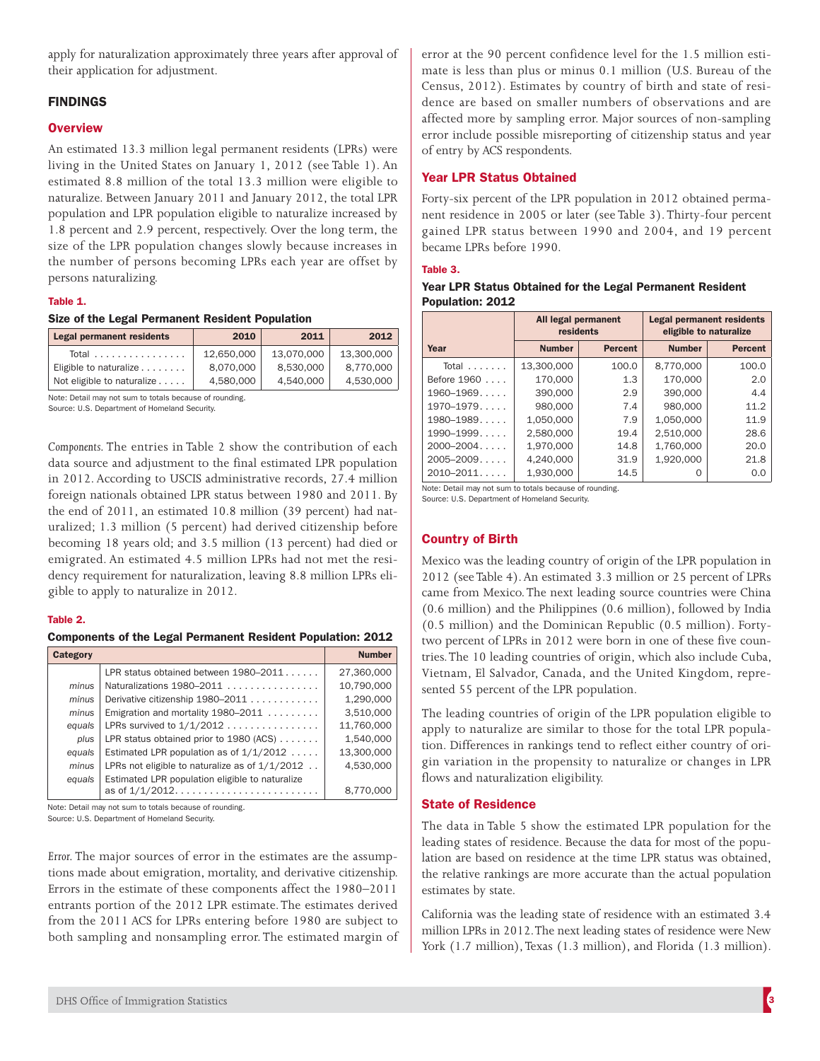apply for naturalization approximately three years after approval of their application for adjustment.

## FINDINGS

### Overview

An estimated 13.3 million legal permanent residents (LPRs) were living in the United States on January 1, 2012 (see Table 1). An estimated 8.8 million of the total 13.3 million were eligible to naturalize. Between January 2011 and January 2012, the total LPR population and LPR population eligible to naturalize increased by 1.8 percent and 2.9 percent, respectively. Over the long term, the size of the LPR population changes slowly because increases in the number of persons becoming LPRs each year are offset by persons naturalizing.

**Table 1.**

**Size of the Legal Permanent Resident Population**

| Legal permanent residents | 2010 | 2011 | 2012 |
|---|---|---|---|
| Total | 12,650,000 | 13,070,000 | 13,300,000 |
| Eligible to naturalize | 8,070,000 | 8,530,000 | 8,770,000 |
| Not eligible to naturalize | 4,580,000 | 4,540,000 | 4,530,000 |

Note: Detail may not sum to totals because of rounding.
Source: U.S. Department of Homeland Security.

*Components.* The entries in Table 2 show the contribution of each data source and adjustment to the final estimated LPR population in 2012. According to USCIS administrative records, 27.4 million foreign nationals obtained LPR status between 1980 and 2011. By the end of 2011, an estimated 10.8 million (39 percent) had naturalized; 1.3 million (5 percent) had derived citizenship before becoming 18 years old; and 3.5 million (13 percent) had died or emigrated. An estimated 4.5 million LPRs had not met the residency requirement for naturalization, leaving 8.8 million LPRs eligible to apply to naturalize in 2012.

**Table 2.**

**Components of the Legal Permanent Resident Population: 2012**

| Category | | Number |
|---|---|---|
| | LPR status obtained between 1980–2011 | 27,360,000 |
| *minus* | Naturalizations 1980–2011 | 10,790,000 |
| *minus* | Derivative citizenship 1980–2011 | 1,290,000 |
| *minus* | Emigration and mortality 1980–2011 | 3,510,000 |
| *equals* | LPRs survived to 1/1/2012 | 11,760,000 |
| *plus* | LPR status obtained prior to 1980 (ACS) | 1,540,000 |
| *equals* | Estimated LPR population as of 1/1/2012 | 13,300,000 |
| *minus* | LPRs not eligible to naturalize as of 1/1/2012 | 4,530,000 |
| *equals* | Estimated LPR population eligible to naturalize as of 1/1/2012 | 8,770,000 |

Note: Detail may not sum to totals because of rounding.
Source: U.S. Department of Homeland Security.

*Error.* The major sources of error in the estimates are the assumptions made about emigration, mortality, and derivative citizenship. Errors in the estimate of these components affect the 1980–2011 entrants portion of the 2012 LPR estimate. The estimates derived from the 2011 ACS for LPRs entering before 1980 are subject to both sampling and nonsampling error. The estimated margin of error at the 90 percent confidence level for the 1.5 million estimate is less than plus or minus 0.1 million (U.S. Bureau of the Census, 2012). Estimates by country of birth and state of residence are based on smaller numbers of observations and are affected more by sampling error. Major sources of non-sampling error include possible misreporting of citizenship status and year of entry by ACS respondents.

### Year LPR Status Obtained

Forty-six percent of the LPR population in 2012 obtained permanent residence in 2005 or later (see Table 3). Thirty-four percent gained LPR status between 1990 and 2004, and 19 percent became LPRs before 1990.

**Table 3.**

**Year LPR Status Obtained for the Legal Permanent Resident Population: 2012**

| | All legal permanent residents | | Legal permanent residents eligible to naturalize | |
|---|---|---|---|---|
| Year | Number | Percent | Number | Percent |
| Total | 13,300,000 | 100.0 | 8,770,000 | 100.0 |
| Before 1960 | 170,000 | 1.3 | 170,000 | 2.0 |
| 1960–1969 | 390,000 | 2.9 | 390,000 | 4.4 |
| 1970–1979 | 980,000 | 7.4 | 980,000 | 11.2 |
| 1980–1989 | 1,050,000 | 7.9 | 1,050,000 | 11.9 |
| 1990–1999 | 2,580,000 | 19.4 | 2,510,000 | 28.6 |
| 2000–2004 | 1,970,000 | 14.8 | 1,760,000 | 20.0 |
| 2005–2009 | 4,240,000 | 31.9 | 1,920,000 | 21.8 |
| 2010–2011 | 1,930,000 | 14.5 | 0 | 0.0 |

Note: Detail may not sum to totals because of rounding.
Source: U.S. Department of Homeland Security.

### Country of Birth

Mexico was the leading country of origin of the LPR population in 2012 (see Table 4). An estimated 3.3 million or 25 percent of LPRs came from Mexico. The next leading source countries were China (0.6 million) and the Philippines (0.6 million), followed by India (0.5 million) and the Dominican Republic (0.5 million). Forty-two percent of LPRs in 2012 were born in one of these five countries. The 10 leading countries of origin, which also include Cuba, Vietnam, El Salvador, Canada, and the United Kingdom, represented 55 percent of the LPR population.

The leading countries of origin of the LPR population eligible to apply to naturalize are similar to those for the total LPR population. Differences in rankings tend to reflect either country of origin variation in the propensity to naturalize or changes in LPR flows and naturalization eligibility.

### State of Residence

The data in Table 5 show the estimated LPR population for the leading states of residence. Because the data for most of the population are based on residence at the time LPR status was obtained, the relative rankings are more accurate than the actual population estimates by state.

California was the leading state of residence with an estimated 3.4 million LPRs in 2012. The next leading states of residence were New York (1.7 million), Texas (1.3 million), and Florida (1.3 million).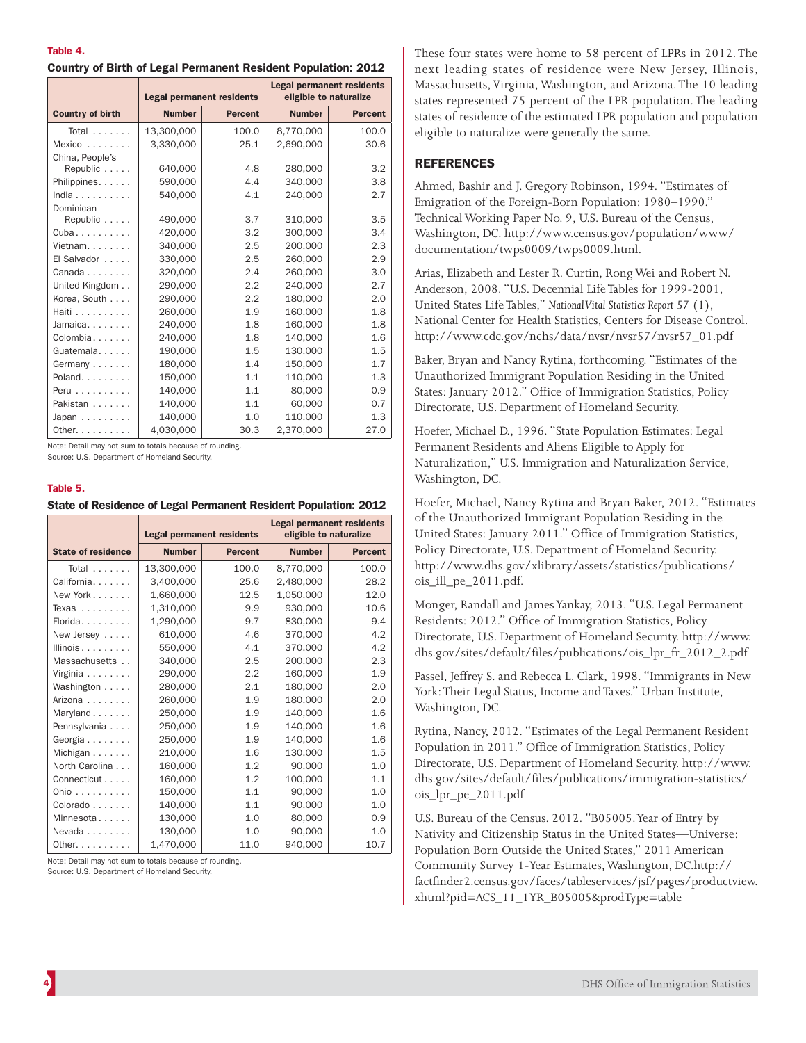**Table 4.**

**Country of Birth of Legal Permanent Resident Population: 2012**

| | Legal permanent residents | | Legal permanent residents eligible to naturalize | |
|---|---|---|---|---|
| **Country of birth** | **Number** | **Percent** | **Number** | **Percent** |
| Total | 13,300,000 | 100.0 | 8,770,000 | 100.0 |
| Mexico | 3,330,000 | 25.1 | 2,690,000 | 30.6 |
| China, People's Republic | 640,000 | 4.8 | 280,000 | 3.2 |
| Philippines | 590,000 | 4.4 | 340,000 | 3.8 |
| India | 540,000 | 4.1 | 240,000 | 2.7 |
| Dominican Republic | 490,000 | 3.7 | 310,000 | 3.5 |
| Cuba | 420,000 | 3.2 | 300,000 | 3.4 |
| Vietnam | 340,000 | 2.5 | 200,000 | 2.3 |
| El Salvador | 330,000 | 2.5 | 260,000 | 2.9 |
| Canada | 320,000 | 2.4 | 260,000 | 3.0 |
| United Kingdom | 290,000 | 2.2 | 240,000 | 2.7 |
| Korea, South | 290,000 | 2.2 | 180,000 | 2.0 |
| Haiti | 260,000 | 1.9 | 160,000 | 1.8 |
| Jamaica | 240,000 | 1.8 | 160,000 | 1.8 |
| Colombia | 240,000 | 1.8 | 140,000 | 1.6 |
| Guatemala | 190,000 | 1.5 | 130,000 | 1.5 |
| Germany | 180,000 | 1.4 | 150,000 | 1.7 |
| Poland | 150,000 | 1.1 | 110,000 | 1.3 |
| Peru | 140,000 | 1.1 | 80,000 | 0.9 |
| Pakistan | 140,000 | 1.1 | 60,000 | 0.7 |
| Japan | 140,000 | 1.0 | 110,000 | 1.3 |
| Other | 4,030,000 | 30.3 | 2,370,000 | 27.0 |

Note: Detail may not sum to totals because of rounding.
Source: U.S. Department of Homeland Security.

**Table 5.**

**State of Residence of Legal Permanent Resident Population: 2012**

| | Legal permanent residents | | Legal permanent residents eligible to naturalize | |
|---|---|---|---|---|
| **State of residence** | **Number** | **Percent** | **Number** | **Percent** |
| Total | 13,300,000 | 100.0 | 8,770,000 | 100.0 |
| California | 3,400,000 | 25.6 | 2,480,000 | 28.2 |
| New York | 1,660,000 | 12.5 | 1,050,000 | 12.0 |
| Texas | 1,310,000 | 9.9 | 930,000 | 10.6 |
| Florida | 1,290,000 | 9.7 | 830,000 | 9.4 |
| New Jersey | 610,000 | 4.6 | 370,000 | 4.2 |
| Illinois | 550,000 | 4.1 | 370,000 | 4.2 |
| Massachusetts | 340,000 | 2.5 | 200,000 | 2.3 |
| Virginia | 290,000 | 2.2 | 160,000 | 1.9 |
| Washington | 280,000 | 2.1 | 180,000 | 2.0 |
| Arizona | 260,000 | 1.9 | 180,000 | 2.0 |
| Maryland | 250,000 | 1.9 | 140,000 | 1.6 |
| Pennsylvania | 250,000 | 1.9 | 140,000 | 1.6 |
| Georgia | 250,000 | 1.9 | 140,000 | 1.6 |
| Michigan | 210,000 | 1.6 | 130,000 | 1.5 |
| North Carolina | 160,000 | 1.2 | 90,000 | 1.0 |
| Connecticut | 160,000 | 1.2 | 100,000 | 1.1 |
| Ohio | 150,000 | 1.1 | 90,000 | 1.0 |
| Colorado | 140,000 | 1.1 | 90,000 | 1.0 |
| Minnesota | 130,000 | 1.0 | 80,000 | 0.9 |
| Nevada | 130,000 | 1.0 | 90,000 | 1.0 |
| Other | 1,470,000 | 11.0 | 940,000 | 10.7 |

Note: Detail may not sum to totals because of rounding.
Source: U.S. Department of Homeland Security.

These four states were home to 58 percent of LPRs in 2012. The next leading states of residence were New Jersey, Illinois, Massachusetts, Virginia, Washington, and Arizona. The 10 leading states represented 75 percent of the LPR population. The leading states of residence of the estimated LPR population and population eligible to naturalize were generally the same.

## REFERENCES

Ahmed, Bashir and J. Gregory Robinson, 1994. "Estimates of Emigration of the Foreign-Born Population: 1980–1990." Technical Working Paper No. 9, U.S. Bureau of the Census, Washington, DC. http://www.census.gov/population/www/documentation/twps0009/twps0009.html.

Arias, Elizabeth and Lester R. Curtin, Rong Wei and Robert N. Anderson, 2008. "U.S. Decennial Life Tables for 1999-2001, United States Life Tables," *National Vital Statistics Report* 57 (1), National Center for Health Statistics, Centers for Disease Control. http://www.cdc.gov/nchs/data/nvsr/nvsr57/nvsr57_01.pdf

Baker, Bryan and Nancy Rytina, forthcoming. "Estimates of the Unauthorized Immigrant Population Residing in the United States: January 2012." Office of Immigration Statistics, Policy Directorate, U.S. Department of Homeland Security.

Hoefer, Michael D., 1996. "State Population Estimates: Legal Permanent Residents and Aliens Eligible to Apply for Naturalization," U.S. Immigration and Naturalization Service, Washington, DC.

Hoefer, Michael, Nancy Rytina and Bryan Baker, 2012. "Estimates of the Unauthorized Immigrant Population Residing in the United States: January 2011." Office of Immigration Statistics, Policy Directorate, U.S. Department of Homeland Security. http://www.dhs.gov/xlibrary/assets/statistics/publications/ois_ill_pe_2011.pdf.

Monger, Randall and James Yankay, 2013. "U.S. Legal Permanent Residents: 2012." Office of Immigration Statistics, Policy Directorate, U.S. Department of Homeland Security. http://www.dhs.gov/sites/default/files/publications/ois_lpr_fr_2012_2.pdf

Passel, Jeffrey S. and Rebecca L. Clark, 1998. "Immigrants in New York: Their Legal Status, Income and Taxes." Urban Institute, Washington, DC.

Rytina, Nancy, 2012. "Estimates of the Legal Permanent Resident Population in 2011." Office of Immigration Statistics, Policy Directorate, U.S. Department of Homeland Security. http://www.dhs.gov/sites/default/files/publications/immigration-statistics/ois_lpr_pe_2011.pdf

U.S. Bureau of the Census. 2012. "B05005. Year of Entry by Nativity and Citizenship Status in the United States—Universe: Population Born Outside the United States," 2011 American Community Survey 1-Year Estimates, Washington, DC.http://factfinder2.census.gov/faces/tableservices/jsf/pages/productview.xhtml?pid=ACS_11_1YR_B05005&prodType=table